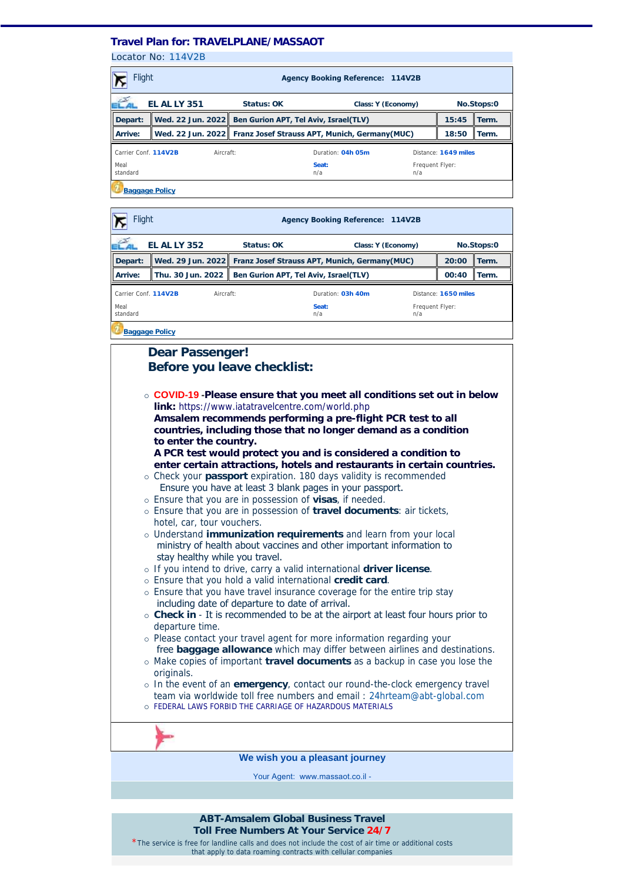## Travel Plan for: TRAVELPLANE/MASSAOT

Locator No: 114V2B

| Flight | Agency Booking Reference: 114V2B | | | |
|---|---|---|---|---|
| **EL AL LY 351** | **Status: OK** | **Class: Y (Economy)** | | **No.Stops:0** |
| **Depart:** | **Wed. 22 Jun. 2022** | **Ben Gurion APT, Tel Aviv, Israel(TLV)** | **15:45** | **Term.** |
| **Arrive:** | **Wed. 22 Jun. 2022** | **Franz Josef Strauss APT, Munich, Germany(MUC)** | **18:50** | **Term.** |

Carrier Conf. **114V2B** Aircraft: Duration: **04h 05m** Distance: **1649 miles**

Meal standard | **Seat:** n/a | Frequent Flyer: n/a

**Baggage Policy**

| Flight | Agency Booking Reference: 114V2B | | | |
|---|---|---|---|---|
| **EL AL LY 352** | **Status: OK** | **Class: Y (Economy)** | | **No.Stops:0** |
| **Depart:** | **Wed. 29 Jun. 2022** | **Franz Josef Strauss APT, Munich, Germany(MUC)** | **20:00** | **Term.** |
| **Arrive:** | **Thu. 30 Jun. 2022** | **Ben Gurion APT, Tel Aviv, Israel(TLV)** | **00:40** | **Term.** |

Carrier Conf. **114V2B** Aircraft: Duration: **03h 40m** Distance: **1650 miles**

Meal standard | **Seat:** n/a | Frequent Flyer: n/a

**Baggage Policy**

## Dear Passenger!
## Before you leave checklist:

- **COVID-19 -Please ensure that you meet all conditions set out in below link:** https://www.iatatravelcentre.com/world.php
  **Amsalem recommends performing a pre-flight PCR test to all countries, including those that no longer demand as a condition to enter the country.**
  **A PCR test would protect you and is considered a condition to enter certain attractions, hotels and restaurants in certain countries.**
- Check your **passport** expiration. 180 days validity is recommended
  Ensure you have at least 3 blank pages in your passport.
- Ensure that you are in possession of **visas**, if needed.
- Ensure that you are in possession of **travel documents**: air tickets, hotel, car, tour vouchers.
- Understand **immunization requirements** and learn from your local ministry of health about vaccines and other important information to stay healthy while you travel.
- If you intend to drive, carry a valid international **driver license**.
- Ensure that you hold a valid international **credit card**.
- Ensure that you have travel insurance coverage for the entire trip stay including date of departure to date of arrival.
- **Check in** - It is recommended to be at the airport at least four hours prior to departure time.
- Please contact your travel agent for more information regarding your free **baggage allowance** which may differ between airlines and destinations.
- Make copies of important **travel documents** as a backup in case you lose the originals.
- In the event of an **emergency**, contact our round-the-clock emergency travel team via worldwide toll free numbers and email : 24hrteam@abt-global.com
- FEDERAL LAWS FORBID THE CARRIAGE OF HAZARDOUS MATERIALS

**We wish you a pleasant journey**

Your Agent: www.massaot.co.il -

**ABT-Amsalem Global Business Travel**
**Toll Free Numbers At Your Service 24/7**

*The service is free for landline calls and does not include the cost of air time or additional costs that apply to data roaming contracts with cellular companies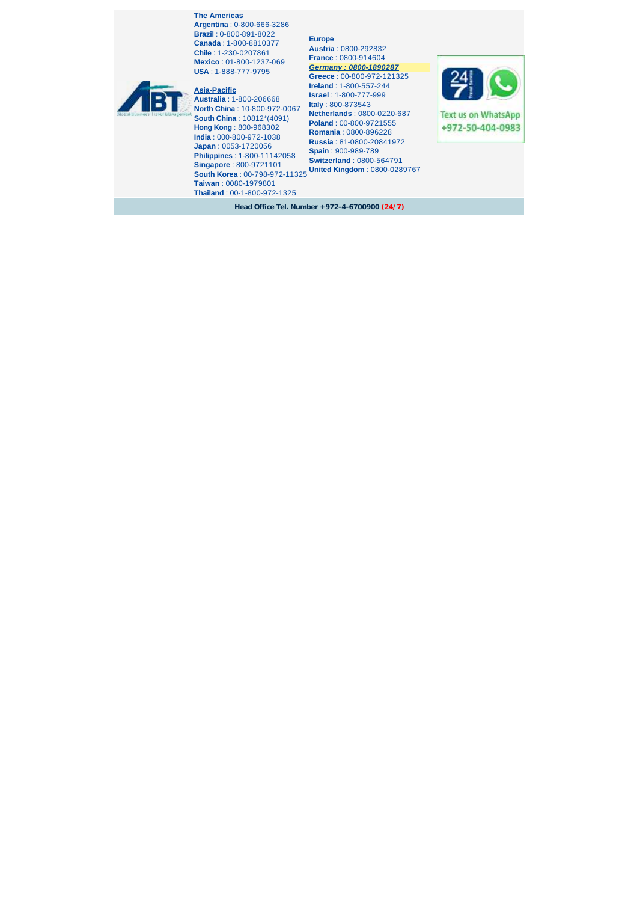**The Americas**

**Argentina** : 0-800-666-3286
**Brazil** : 0-800-891-8022
**Canada** : 1-800-8810377
**Chile** : 1-230-0207861
**Mexico** : 01-800-1237-069
**USA** : 1-888-777-9795

**Asia-Pacific**

**Australia** : 1-800-206668
**North China** : 10-800-972-0067
**South China** : 10812*(4091)
**Hong Kong** : 800-968302
**India** : 000-800-972-1038
**Japan** : 0053-1720056
**Philippines** : 1-800-11142058
**Singapore** : 800-9721101
**South Korea** : 00-798-972-11325
**Taiwan** : 0080-1979801
**Thailand** : 00-1-800-972-1325

**Europe**

**Austria** : 0800-292832
**France** : 0800-914604
***Germany : 0800-1890287***
**Greece** : 00-800-972-121325
**Ireland** : 1-800-557-244
**Israel** : 1-800-777-999
**Italy** : 800-873543
**Netherlands** : 0800-0220-687
**Poland** : 00-800-9721555
**Romania** : 0800-896228
**Russia** : 81-0800-20841972
**Spain** : 900-989-789
**Switzerland** : 0800-564791
**United Kingdom** : 0800-0289767

Text us on WhatsApp +972-50-404-0983

**Head Office Tel. Number +972-4-6700900 (24/7)**